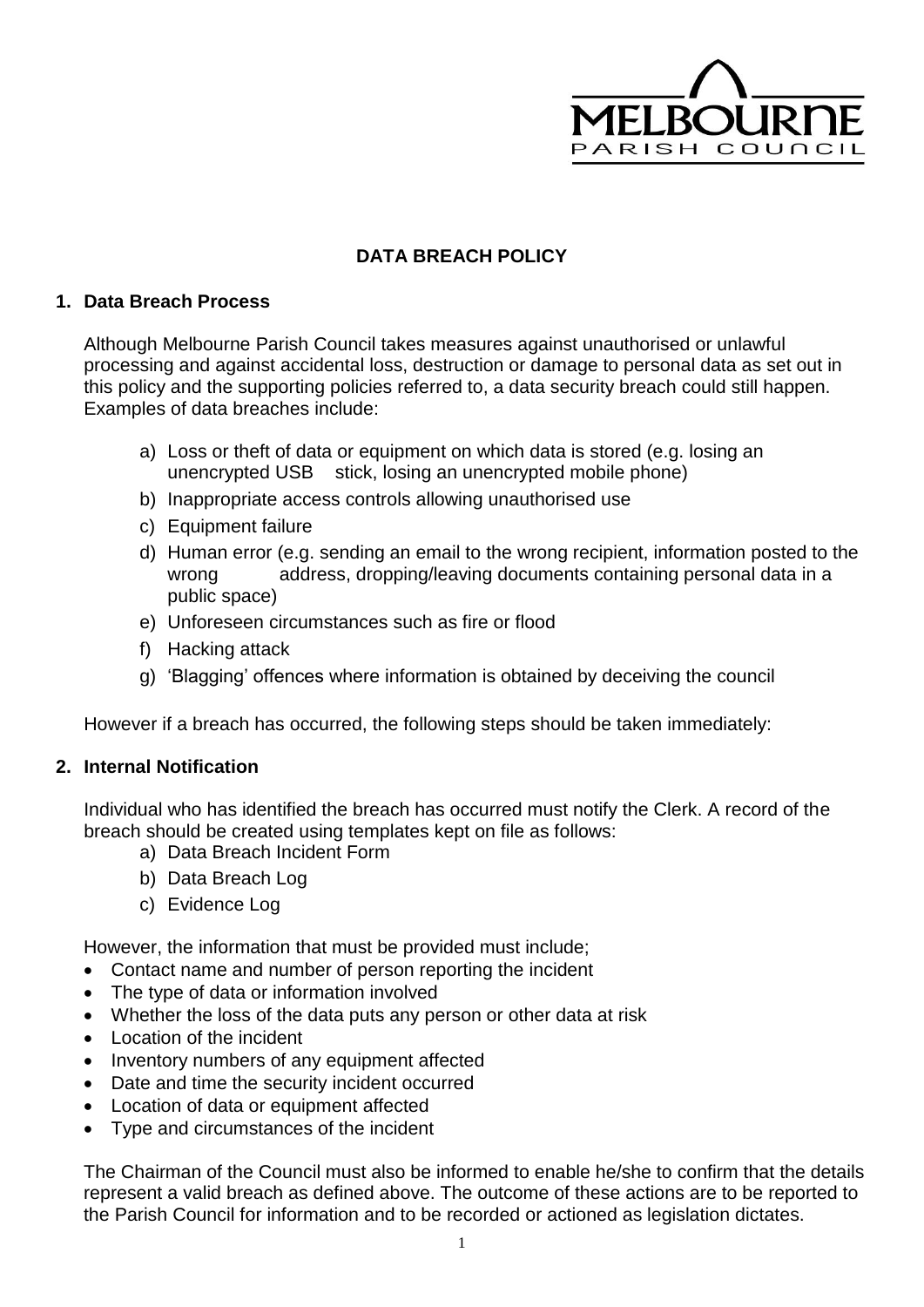MELBOURNE PARISH COUNCIL

**DATA BREACH POLICY**

## 1. Data Breach Process

Although Melbourne Parish Council takes measures against unauthorised or unlawful processing and against accidental loss, destruction or damage to personal data as set out in this policy and the supporting policies referred to, a data security breach could still happen. Examples of data breaches include:

a) Loss or theft of data or equipment on which data is stored (e.g. losing an unencrypted USB stick, losing an unencrypted mobile phone)
b) Inappropriate access controls allowing unauthorised use
c) Equipment failure
d) Human error (e.g. sending an email to the wrong recipient, information posted to the wrong address, dropping/leaving documents containing personal data in a public space)
e) Unforeseen circumstances such as fire or flood
f) Hacking attack
g) 'Blagging' offences where information is obtained by deceiving the council

However if a breach has occurred, the following steps should be taken immediately:

## 2. Internal Notification

Individual who has identified the breach has occurred must notify the Clerk. A record of the breach should be created using templates kept on file as follows:

a) Data Breach Incident Form
b) Data Breach Log
c) Evidence Log

However, the information that must be provided must include;

- Contact name and number of person reporting the incident
- The type of data or information involved
- Whether the loss of the data puts any person or other data at risk
- Location of the incident
- Inventory numbers of any equipment affected
- Date and time the security incident occurred
- Location of data or equipment affected
- Type and circumstances of the incident

The Chairman of the Council must also be informed to enable he/she to confirm that the details represent a valid breach as defined above. The outcome of these actions are to be reported to the Parish Council for information and to be recorded or actioned as legislation dictates.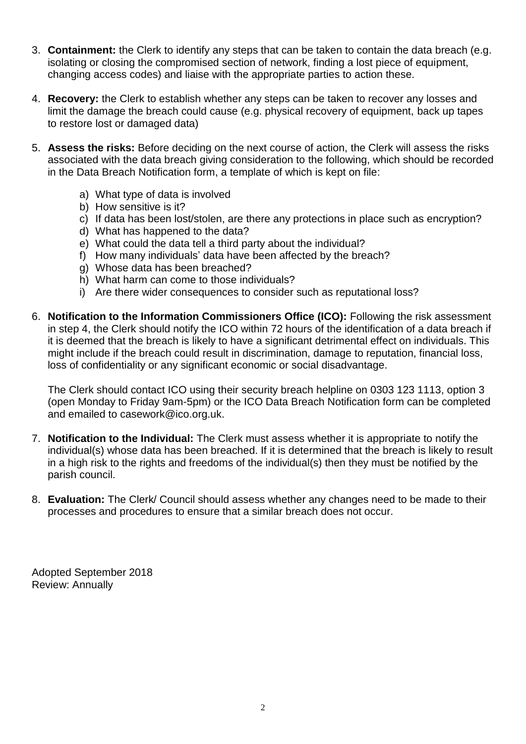3. **Containment:** the Clerk to identify any steps that can be taken to contain the data breach (e.g. isolating or closing the compromised section of network, finding a lost piece of equipment, changing access codes) and liaise with the appropriate parties to action these.

4. **Recovery:** the Clerk to establish whether any steps can be taken to recover any losses and limit the damage the breach could cause (e.g. physical recovery of equipment, back up tapes to restore lost or damaged data)

5. **Assess the risks:** Before deciding on the next course of action, the Clerk will assess the risks associated with the data breach giving consideration to the following, which should be recorded in the Data Breach Notification form, a template of which is kept on file:

   a) What type of data is involved
   b) How sensitive is it?
   c) If data has been lost/stolen, are there any protections in place such as encryption?
   d) What has happened to the data?
   e) What could the data tell a third party about the individual?
   f) How many individuals' data have been affected by the breach?
   g) Whose data has been breached?
   h) What harm can come to those individuals?
   i) Are there wider consequences to consider such as reputational loss?

6. **Notification to the Information Commissioners Office (ICO):** Following the risk assessment in step 4, the Clerk should notify the ICO within 72 hours of the identification of a data breach if it is deemed that the breach is likely to have a significant detrimental effect on individuals. This might include if the breach could result in discrimination, damage to reputation, financial loss, loss of confidentiality or any significant economic or social disadvantage.

   The Clerk should contact ICO using their security breach helpline on 0303 123 1113, option 3 (open Monday to Friday 9am-5pm) or the ICO Data Breach Notification form can be completed and emailed to casework@ico.org.uk.

7. **Notification to the Individual:** The Clerk must assess whether it is appropriate to notify the individual(s) whose data has been breached. If it is determined that the breach is likely to result in a high risk to the rights and freedoms of the individual(s) then they must be notified by the parish council.

8. **Evaluation:** The Clerk/ Council should assess whether any changes need to be made to their processes and procedures to ensure that a similar breach does not occur.

Adopted September 2018
Review: Annually